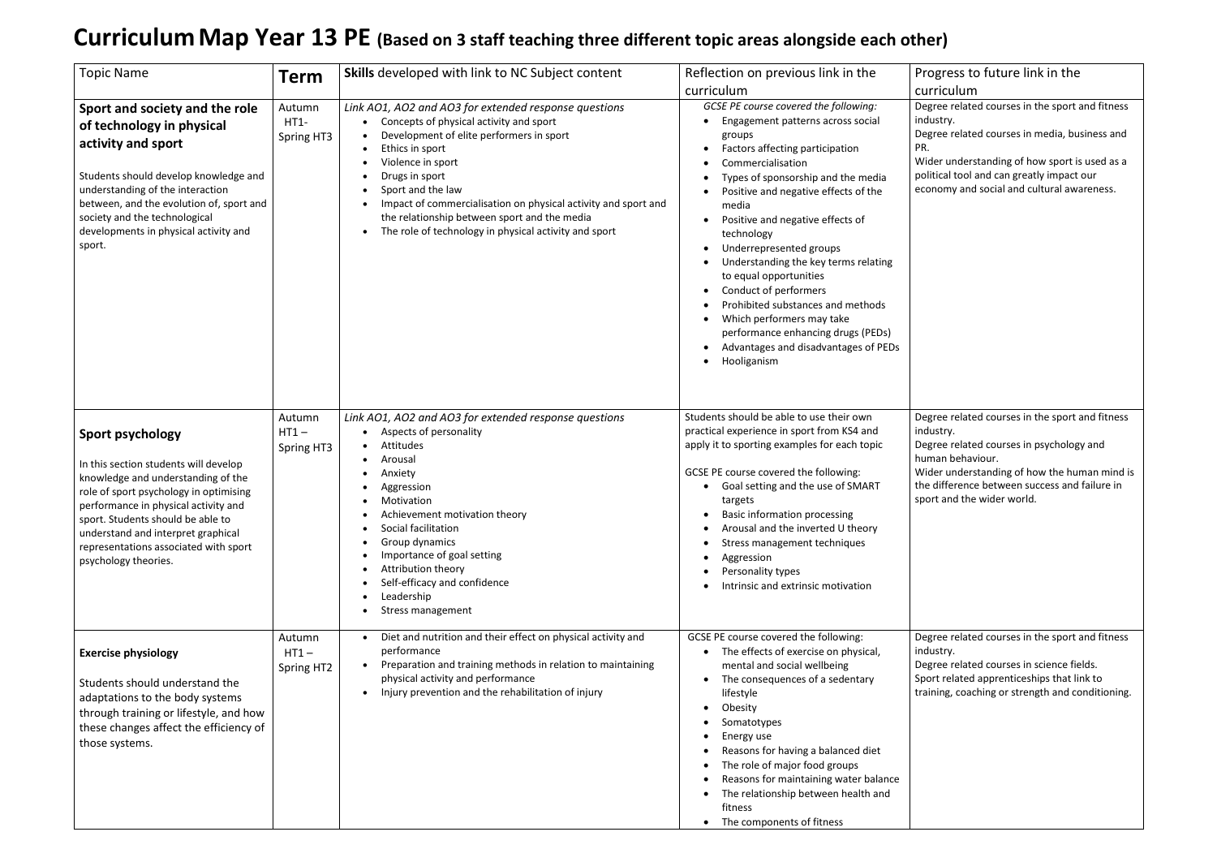# Curriculum Map Year 13 PE (Based on 3 staff teaching three different topic areas alongside each other)

| Topic Name | Term | Skills developed with link to NC Subject content | Reflection on previous link in the curriculum | Progress to future link in the curriculum |
|---|---|---|---|---|
| **Sport and society and the role of technology in physical activity and sport**<br><br>Students should develop knowledge and understanding of the interaction between, and the evolution of, sport and society and the technological developments in physical activity and sport. | Autumn HT1- Spring HT3 | *Link AO1, AO2 and AO3 for extended response questions*<br>• Concepts of physical activity and sport<br>• Development of elite performers in sport<br>• Ethics in sport<br>• Violence in sport<br>• Drugs in sport<br>• Sport and the law<br>• Impact of commercialisation on physical activity and sport and the relationship between sport and the media<br>• The role of technology in physical activity and sport | *GCSE PE course covered the following:*<br>• Engagement patterns across social groups<br>• Factors affecting participation<br>• Commercialisation<br>• Types of sponsorship and the media<br>• Positive and negative effects of the media<br>• Positive and negative effects of technology<br>• Underrepresented groups<br>• Understanding the key terms relating to equal opportunities<br>• Conduct of performers<br>• Prohibited substances and methods<br>• Which performers may take performance enhancing drugs (PEDs)<br>• Advantages and disadvantages of PEDs<br>• Hooliganism | Degree related courses in the sport and fitness industry.<br>Degree related courses in media, business and PR.<br>Wider understanding of how sport is used as a political tool and can greatly impact our economy and social and cultural awareness. |
| **Sport psychology**<br><br>In this section students will develop knowledge and understanding of the role of sport psychology in optimising performance in physical activity and sport. Students should be able to understand and interpret graphical representations associated with sport psychology theories. | Autumn HT1 – Spring HT3 | *Link AO1, AO2 and AO3 for extended response questions*<br>• Aspects of personality<br>• Attitudes<br>• Arousal<br>• Anxiety<br>• Aggression<br>• Motivation<br>• Achievement motivation theory<br>• Social facilitation<br>• Group dynamics<br>• Importance of goal setting<br>• Attribution theory<br>• Self-efficacy and confidence<br>• Leadership<br>• Stress management | Students should be able to use their own practical experience in sport from KS4 and apply it to sporting examples for each topic<br><br>GCSE PE course covered the following:<br>• Goal setting and the use of SMART targets<br>• Basic information processing<br>• Arousal and the inverted U theory<br>• Stress management techniques<br>• Aggression<br>• Personality types<br>• Intrinsic and extrinsic motivation | Degree related courses in the sport and fitness industry.<br>Degree related courses in psychology and human behaviour.<br>Wider understanding of how the human mind is the difference between success and failure in sport and the wider world. |
| **Exercise physiology**<br><br>Students should understand the adaptations to the body systems through training or lifestyle, and how these changes affect the efficiency of those systems. | Autumn HT1 – Spring HT2 | • Diet and nutrition and their effect on physical activity and performance<br>• Preparation and training methods in relation to maintaining physical activity and performance<br>• Injury prevention and the rehabilitation of injury | GCSE PE course covered the following:<br>• The effects of exercise on physical, mental and social wellbeing<br>• The consequences of a sedentary lifestyle<br>• Obesity<br>• Somatotypes<br>• Energy use<br>• Reasons for having a balanced diet<br>• The role of major food groups<br>• Reasons for maintaining water balance<br>• The relationship between health and fitness<br>• The components of fitness | Degree related courses in the sport and fitness industry.<br>Degree related courses in science fields.<br>Sport related apprenticeships that link to training, coaching or strength and conditioning. |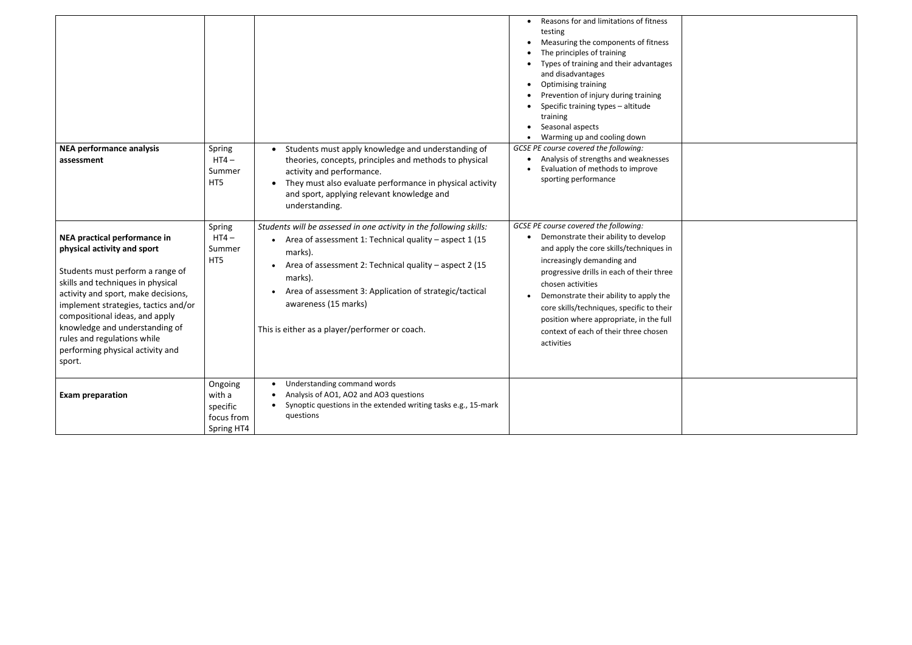| | | | | |
|---|---|---|---|---|
| | | | • Reasons for and limitations of fitness testing<br>• Measuring the components of fitness<br>• The principles of training<br>• Types of training and their advantages and disadvantages<br>• Optimising training<br>• Prevention of injury during training<br>• Specific training types – altitude training<br>• Seasonal aspects<br>• Warming up and cooling down | |
| **NEA performance analysis assessment** | Spring HT4 – Summer HT5 | • Students must apply knowledge and understanding of theories, concepts, principles and methods to physical activity and performance.<br>• They must also evaluate performance in physical activity and sport, applying relevant knowledge and understanding. | *GCSE PE course covered the following:*<br>• Analysis of strengths and weaknesses<br>• Evaluation of methods to improve sporting performance | |
| **NEA practical performance in physical activity and sport**<br><br>Students must perform a range of skills and techniques in physical activity and sport, make decisions, implement strategies, tactics and/or compositional ideas, and apply knowledge and understanding of rules and regulations while performing physical activity and sport. | Spring HT4 – Summer HT5 | *Students will be assessed in one activity in the following skills:*<br>• Area of assessment 1: Technical quality – aspect 1 (15 marks).<br>• Area of assessment 2: Technical quality – aspect 2 (15 marks).<br>• Area of assessment 3: Application of strategic/tactical awareness (15 marks)<br><br>This is either as a player/performer or coach. | *GCSE PE course covered the following:*<br>• Demonstrate their ability to develop and apply the core skills/techniques in increasingly demanding and progressive drills in each of their three chosen activities<br>• Demonstrate their ability to apply the core skills/techniques, specific to their position where appropriate, in the full context of each of their three chosen activities | |
| **Exam preparation** | Ongoing with a specific focus from Spring HT4 | • Understanding command words<br>• Analysis of AO1, AO2 and AO3 questions<br>• Synoptic questions in the extended writing tasks e.g., 15-mark questions | | |